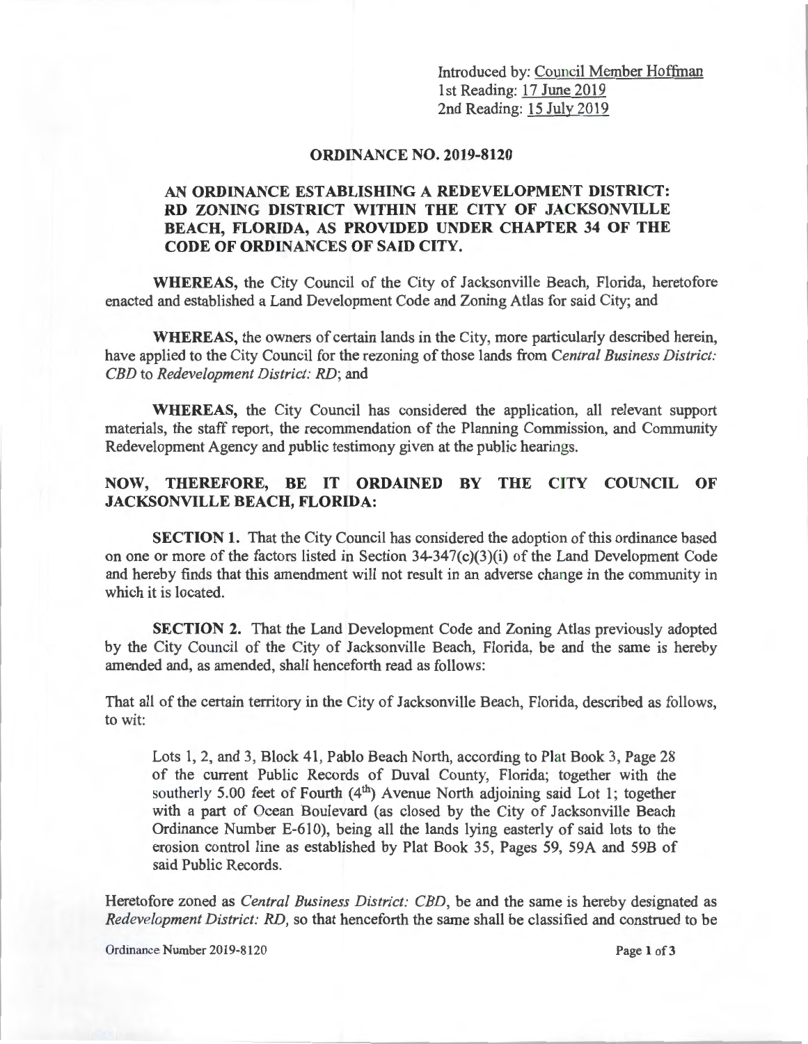Introduced by: Council Member Hoffman
1st Reading: 17 June 2019
2nd Reading: 15 July 2019

# ORDINANCE NO. 2019-8120

## AN ORDINANCE ESTABLISHING A REDEVELOPMENT DISTRICT: RD ZONING DISTRICT WITHIN THE CITY OF JACKSONVILLE BEACH, FLORIDA, AS PROVIDED UNDER CHAPTER 34 OF THE CODE OF ORDINANCES OF SAID CITY.

**WHEREAS,** the City Council of the City of Jacksonville Beach, Florida, heretofore enacted and established a Land Development Code and Zoning Atlas for said City; and

**WHEREAS,** the owners of certain lands in the City, more particularly described herein, have applied to the City Council for the rezoning of those lands from *Central Business District: CBD* to *Redevelopment District: RD*; and

**WHEREAS,** the City Council has considered the application, all relevant support materials, the staff report, the recommendation of the Planning Commission, and Community Redevelopment Agency and public testimony given at the public hearings.

**NOW, THEREFORE, BE IT ORDAINED BY THE CITY COUNCIL OF JACKSONVILLE BEACH, FLORIDA:**

**SECTION 1.** That the City Council has considered the adoption of this ordinance based on one or more of the factors listed in Section 34-347(c)(3)(i) of the Land Development Code and hereby finds that this amendment will not result in an adverse change in the community in which it is located.

**SECTION 2.** That the Land Development Code and Zoning Atlas previously adopted by the City Council of the City of Jacksonville Beach, Florida, be and the same is hereby amended and, as amended, shall henceforth read as follows:

That all of the certain territory in the City of Jacksonville Beach, Florida, described as follows, to wit:

> Lots 1, 2, and 3, Block 41, Pablo Beach North, according to Plat Book 3, Page 28 of the current Public Records of Duval County, Florida; together with the southerly 5.00 feet of Fourth (4th) Avenue North adjoining said Lot 1; together with a part of Ocean Boulevard (as closed by the City of Jacksonville Beach Ordinance Number E-610), being all the lands lying easterly of said lots to the erosion control line as established by Plat Book 35, Pages 59, 59A and 59B of said Public Records.

Heretofore zoned as *Central Business District: CBD*, be and the same is hereby designated as *Redevelopment District: RD*, so that henceforth the same shall be classified and construed to be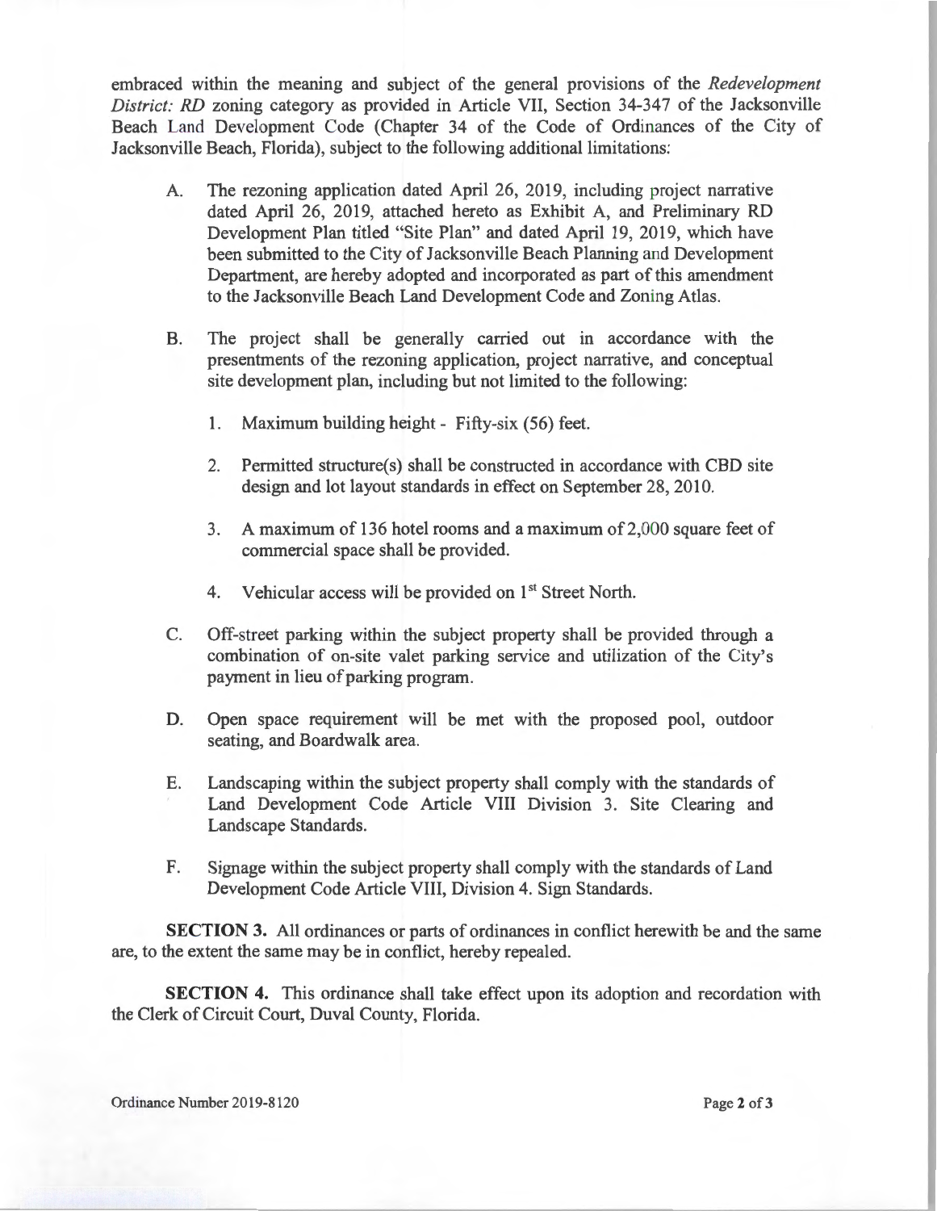embraced within the meaning and subject of the general provisions of the *Redevelopment District: RD* zoning category as provided in Article VII, Section 34-347 of the Jacksonville Beach Land Development Code (Chapter 34 of the Code of Ordinances of the City of Jacksonville Beach, Florida), subject to the following additional limitations:

A. The rezoning application dated April 26, 2019, including project narrative dated April 26, 2019, attached hereto as Exhibit A, and Preliminary RD Development Plan titled "Site Plan" and dated April 19, 2019, which have been submitted to the City of Jacksonville Beach Planning and Development Department, are hereby adopted and incorporated as part of this amendment to the Jacksonville Beach Land Development Code and Zoning Atlas.

B. The project shall be generally carried out in accordance with the presentments of the rezoning application, project narrative, and conceptual site development plan, including but not limited to the following:

   1. Maximum building height - Fifty-six (56) feet.

   2. Permitted structure(s) shall be constructed in accordance with CBD site design and lot layout standards in effect on September 28, 2010.

   3. A maximum of 136 hotel rooms and a maximum of 2,000 square feet of commercial space shall be provided.

   4. Vehicular access will be provided on 1st Street North.

C. Off-street parking within the subject property shall be provided through a combination of on-site valet parking service and utilization of the City's payment in lieu of parking program.

D. Open space requirement will be met with the proposed pool, outdoor seating, and Boardwalk area.

E. Landscaping within the subject property shall comply with the standards of Land Development Code Article VIII Division 3. Site Clearing and Landscape Standards.

F. Signage within the subject property shall comply with the standards of Land Development Code Article VIII, Division 4. Sign Standards.

**SECTION 3.** All ordinances or parts of ordinances in conflict herewith be and the same are, to the extent the same may be in conflict, hereby repealed.

**SECTION 4.** This ordinance shall take effect upon its adoption and recordation with the Clerk of Circuit Court, Duval County, Florida.

Ordinance Number 2019-8120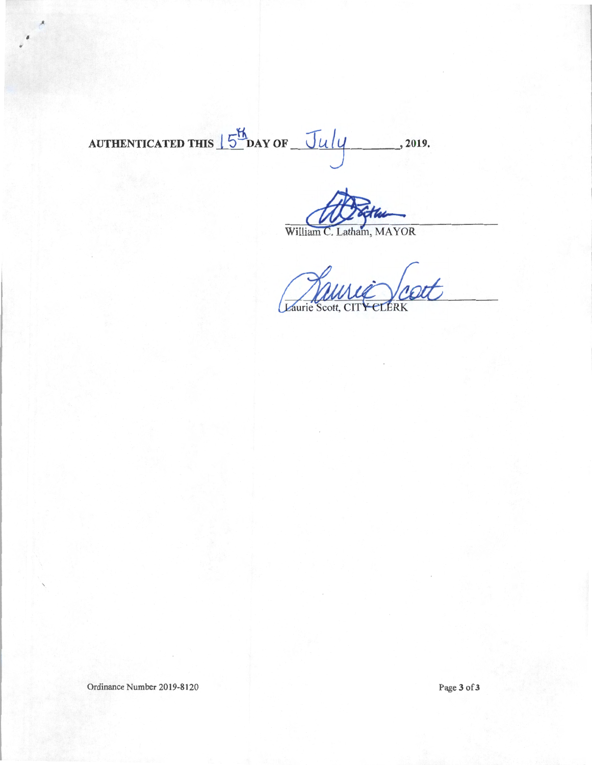**AUTHENTICATED THIS 15th DAY OF July, 2019.**

William C. Latham, MAYOR

Laurie Scott, CITY CLERK

Ordinance Number 2019-8120